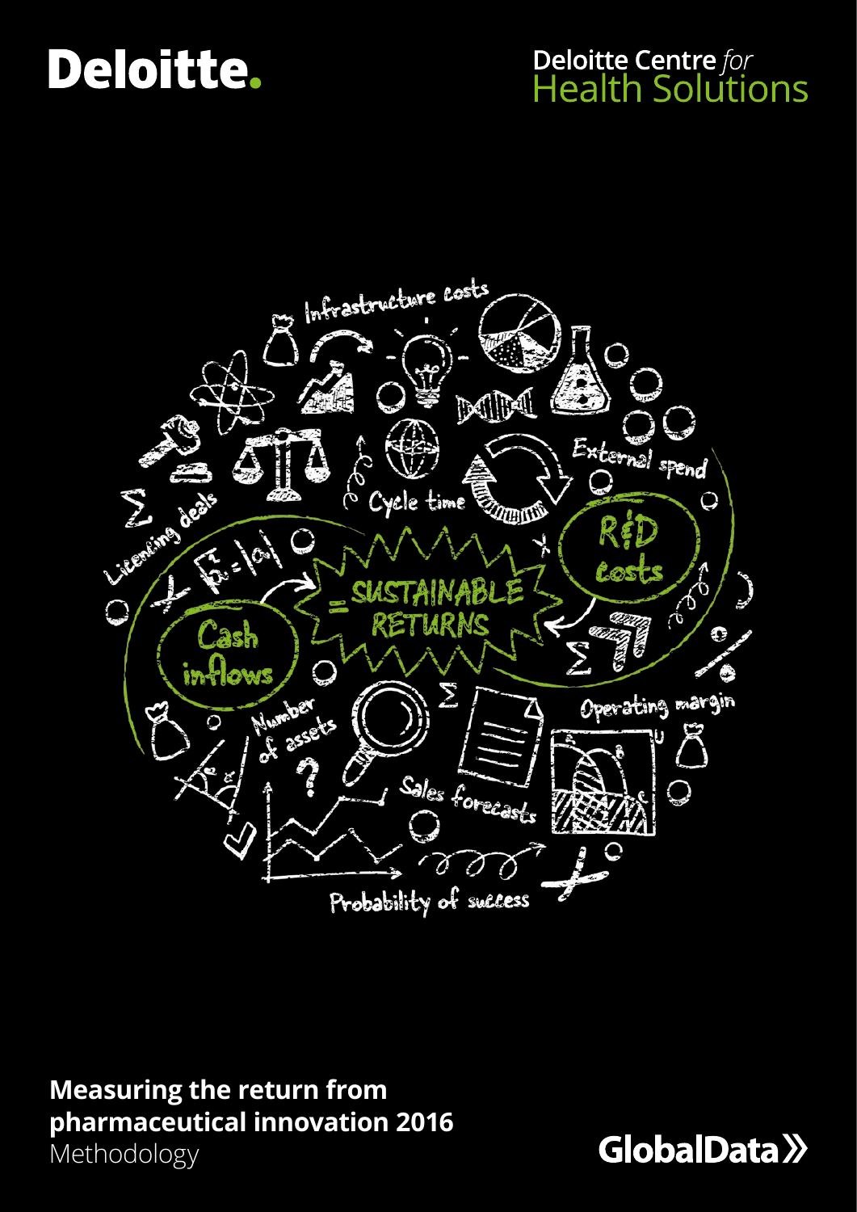Deloitte.

Deloitte Centre *for* Health Solutions

# Measuring the return from pharmaceutical innovation 2016

Methodology

GlobalData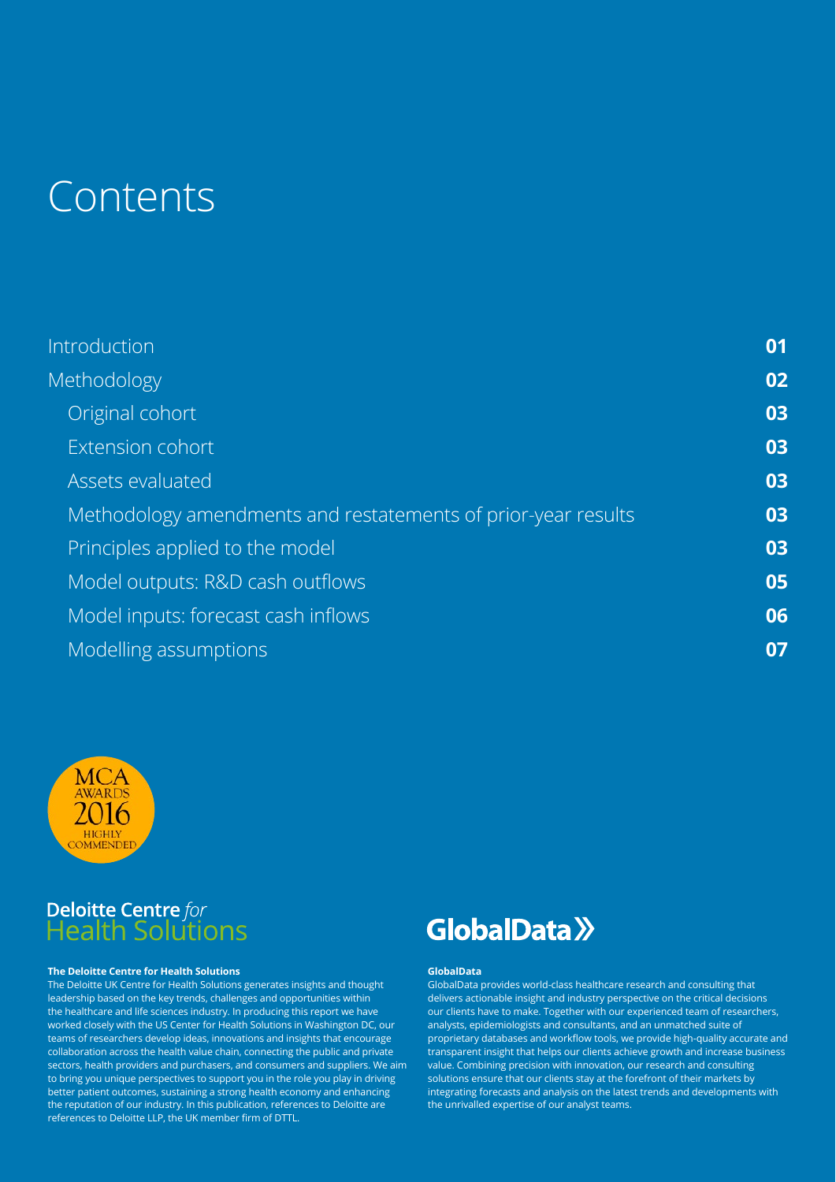# Contents

| | |
|---|---|
| Introduction | 01 |
| Methodology | 02 |
| Original cohort | 03 |
| Extension cohort | 03 |
| Assets evaluated | 03 |
| Methodology amendments and restatements of prior-year results | 03 |
| Principles applied to the model | 03 |
| Model outputs: R&D cash outflows | 05 |
| Model inputs: forecast cash inflows | 06 |
| Modelling assumptions | 07 |

MCA AWARDS 2016 HIGHLY COMMENDED

Deloitte Centre *for* Health Solutions

**The Deloitte Centre for Health Solutions**

The Deloitte UK Centre for Health Solutions generates insights and thought leadership based on the key trends, challenges and opportunities within the healthcare and life sciences industry. In producing this report we have worked closely with the US Center for Health Solutions in Washington DC, our teams of researchers develop ideas, innovations and insights that encourage collaboration across the health value chain, connecting the public and private sectors, health providers and purchasers, and consumers and suppliers. We aim to bring you unique perspectives to support you in the role you play in driving better patient outcomes, sustaining a strong health economy and enhancing the reputation of our industry. In this publication, references to Deloitte are references to Deloitte LLP, the UK member firm of DTTL.

GlobalData

**GlobalData**

GlobalData provides world-class healthcare research and consulting that delivers actionable insight and industry perspective on the critical decisions our clients have to make. Together with our experienced team of researchers, analysts, epidemiologists and consultants, and an unmatched suite of proprietary databases and workflow tools, we provide high-quality accurate and transparent insight that helps our clients achieve growth and increase business value. Combining precision with innovation, our research and consulting solutions ensure that our clients stay at the forefront of their markets by integrating forecasts and analysis on the latest trends and developments with the unrivalled expertise of our analyst teams.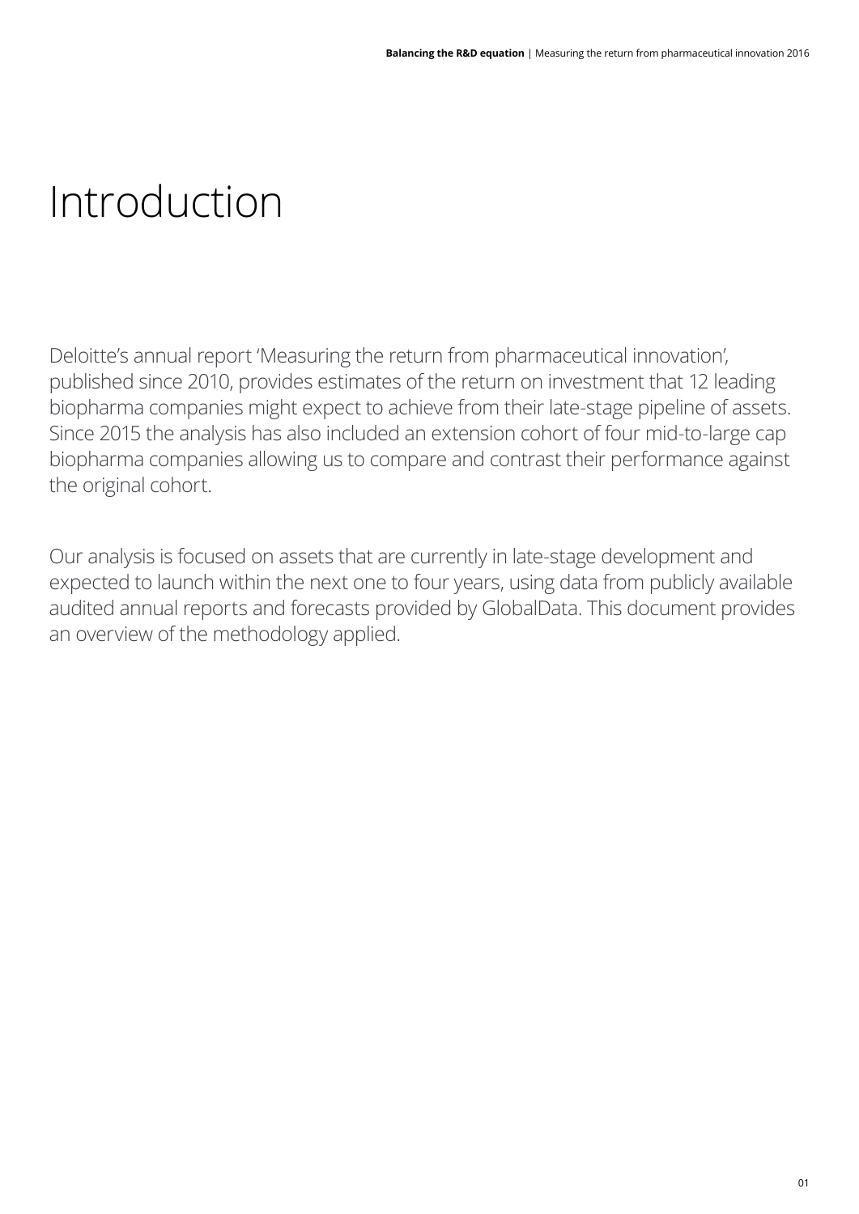# Introduction

Deloitte's annual report 'Measuring the return from pharmaceutical innovation', published since 2010, provides estimates of the return on investment that 12 leading biopharma companies might expect to achieve from their late-stage pipeline of assets. Since 2015 the analysis has also included an extension cohort of four mid-to-large cap biopharma companies allowing us to compare and contrast their performance against the original cohort.

Our analysis is focused on assets that are currently in late-stage development and expected to launch within the next one to four years, using data from publicly available audited annual reports and forecasts provided by GlobalData. This document provides an overview of the methodology applied.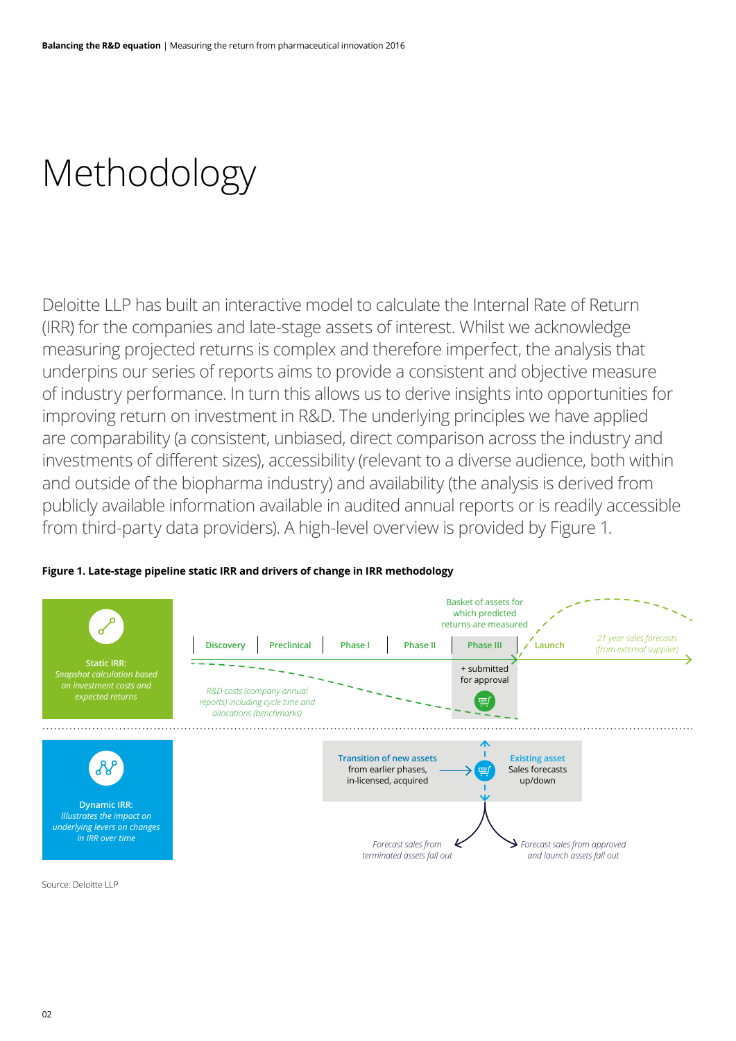# Methodology

Deloitte LLP has built an interactive model to calculate the Internal Rate of Return (IRR) for the companies and late-stage assets of interest. Whilst we acknowledge measuring projected returns is complex and therefore imperfect, the analysis that underpins our series of reports aims to provide a consistent and objective measure of industry performance. In turn this allows us to derive insights into opportunities for improving return on investment in R&D. The underlying principles we have applied are comparability (a consistent, unbiased, direct comparison across the industry and investments of different sizes), accessibility (relevant to a diverse audience, both within and outside of the biopharma industry) and availability (the analysis is derived from publicly available information available in audited annual reports or is readily accessible from third-party data providers). A high-level overview is provided by Figure 1.

**Figure 1. Late-stage pipeline static IRR and drivers of change in IRR methodology**

**Static IRR:** *Snapshot calculation based on investment costs and expected returns*

Discovery | Preclinical | Phase I | Phase II | Phase III + submitted for approval | Launch

Basket of assets for which predicted returns are measured

*R&D costs (company annual reports) including cycle time and allocations (benchmarks)*

*21 year sales forecasts (from external supplier)*

**Dynamic IRR:** *Illustrates the impact on underlying levers on changes in IRR over time*

**Transition of new assets** from earlier phases, in-licensed, acquired

**Existing asset** Sales forecasts up/down

*Forecast sales from terminated assets fall out*

*Forecast sales from approved and launch assets fall out*

Source: Deloitte LLP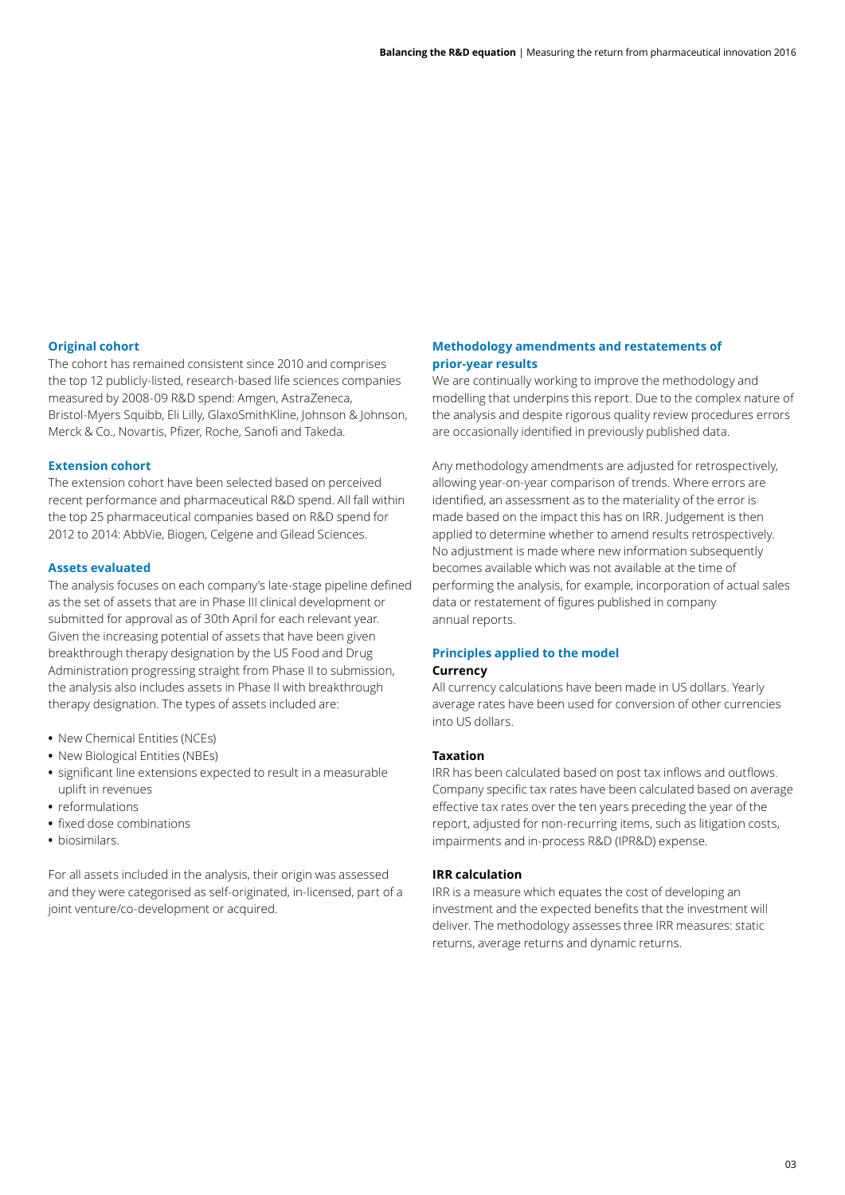### Original cohort

The cohort has remained consistent since 2010 and comprises the top 12 publicly-listed, research-based life sciences companies measured by 2008-09 R&D spend: Amgen, AstraZeneca, Bristol-Myers Squibb, Eli Lilly, GlaxoSmithKline, Johnson & Johnson, Merck & Co., Novartis, Pfizer, Roche, Sanofi and Takeda.

### Extension cohort

The extension cohort have been selected based on perceived recent performance and pharmaceutical R&D spend. All fall within the top 25 pharmaceutical companies based on R&D spend for 2012 to 2014: AbbVie, Biogen, Celgene and Gilead Sciences.

### Assets evaluated

The analysis focuses on each company's late-stage pipeline defined as the set of assets that are in Phase III clinical development or submitted for approval as of 30th April for each relevant year. Given the increasing potential of assets that have been given breakthrough therapy designation by the US Food and Drug Administration progressing straight from Phase II to submission, the analysis also includes assets in Phase II with breakthrough therapy designation. The types of assets included are:

- New Chemical Entities (NCEs)
- New Biological Entities (NBEs)
- significant line extensions expected to result in a measurable uplift in revenues
- reformulations
- fixed dose combinations
- biosimilars.

For all assets included in the analysis, their origin was assessed and they were categorised as self-originated, in-licensed, part of a joint venture/co-development or acquired.

### Methodology amendments and restatements of prior-year results

We are continually working to improve the methodology and modelling that underpins this report. Due to the complex nature of the analysis and despite rigorous quality review procedures errors are occasionally identified in previously published data.

Any methodology amendments are adjusted for retrospectively, allowing year-on-year comparison of trends. Where errors are identified, an assessment as to the materiality of the error is made based on the impact this has on IRR. Judgement is then applied to determine whether to amend results retrospectively. No adjustment is made where new information subsequently becomes available which was not available at the time of performing the analysis, for example, incorporation of actual sales data or restatement of figures published in company annual reports.

### Principles applied to the model

**Currency**

All currency calculations have been made in US dollars. Yearly average rates have been used for conversion of other currencies into US dollars.

**Taxation**

IRR has been calculated based on post tax inflows and outflows. Company specific tax rates have been calculated based on average effective tax rates over the ten years preceding the year of the report, adjusted for non-recurring items, such as litigation costs, impairments and in-process R&D (IPR&D) expense.

**IRR calculation**

IRR is a measure which equates the cost of developing an investment and the expected benefits that the investment will deliver. The methodology assesses three IRR measures: static returns, average returns and dynamic returns.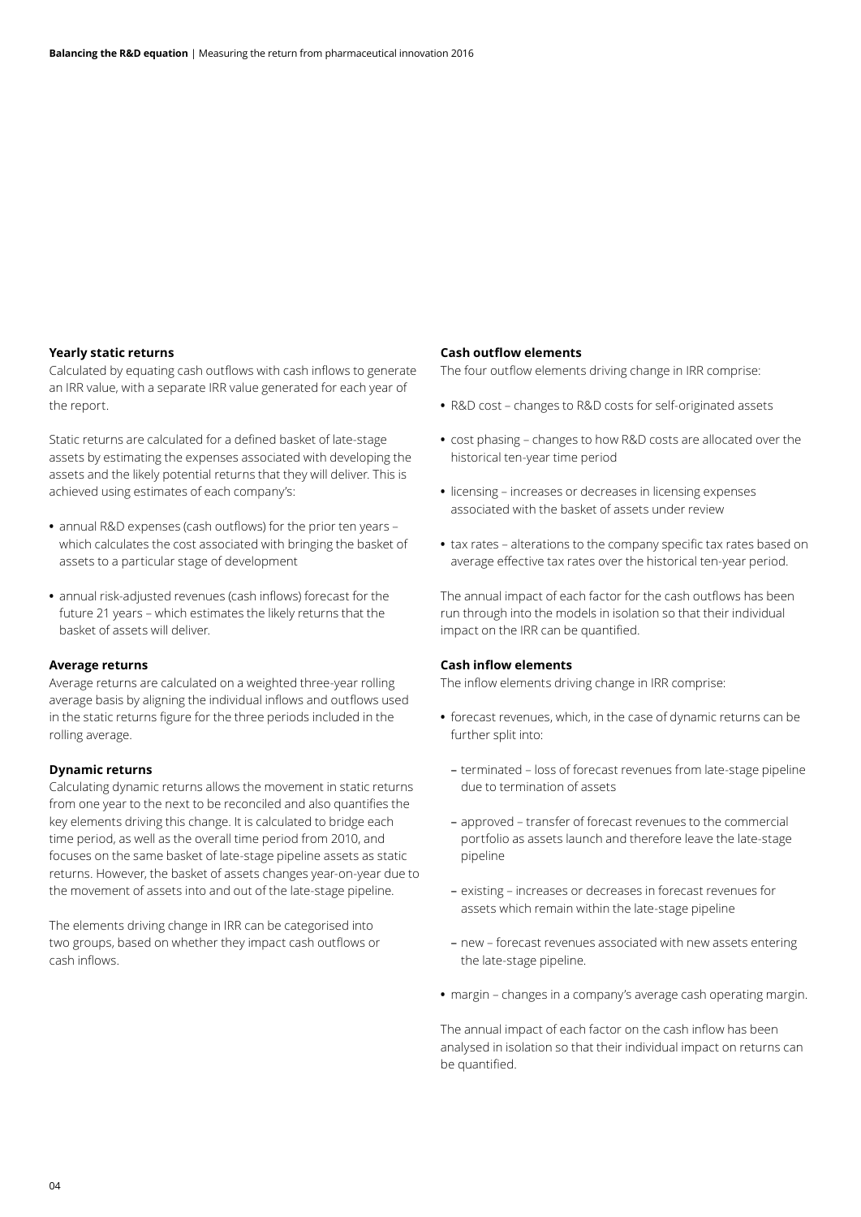### Yearly static returns

Calculated by equating cash outflows with cash inflows to generate an IRR value, with a separate IRR value generated for each year of the report.

Static returns are calculated for a defined basket of late-stage assets by estimating the expenses associated with developing the assets and the likely potential returns that they will deliver. This is achieved using estimates of each company's:

- annual R&D expenses (cash outflows) for the prior ten years – which calculates the cost associated with bringing the basket of assets to a particular stage of development
- annual risk-adjusted revenues (cash inflows) forecast for the future 21 years – which estimates the likely returns that the basket of assets will deliver.

### Average returns

Average returns are calculated on a weighted three-year rolling average basis by aligning the individual inflows and outflows used in the static returns figure for the three periods included in the rolling average.

### Dynamic returns

Calculating dynamic returns allows the movement in static returns from one year to the next to be reconciled and also quantifies the key elements driving this change. It is calculated to bridge each time period, as well as the overall time period from 2010, and focuses on the same basket of late-stage pipeline assets as static returns. However, the basket of assets changes year-on-year due to the movement of assets into and out of the late-stage pipeline.

The elements driving change in IRR can be categorised into two groups, based on whether they impact cash outflows or cash inflows.

### Cash outflow elements

The four outflow elements driving change in IRR comprise:

- R&D cost – changes to R&D costs for self-originated assets
- cost phasing – changes to how R&D costs are allocated over the historical ten-year time period
- licensing – increases or decreases in licensing expenses associated with the basket of assets under review
- tax rates – alterations to the company specific tax rates based on average effective tax rates over the historical ten-year period.

The annual impact of each factor for the cash outflows has been run through into the models in isolation so that their individual impact on the IRR can be quantified.

### Cash inflow elements

The inflow elements driving change in IRR comprise:

- forecast revenues, which, in the case of dynamic returns can be further split into:
  - terminated – loss of forecast revenues from late-stage pipeline due to termination of assets
  - approved – transfer of forecast revenues to the commercial portfolio as assets launch and therefore leave the late-stage pipeline
  - existing – increases or decreases in forecast revenues for assets which remain within the late-stage pipeline
  - new – forecast revenues associated with new assets entering the late-stage pipeline.
- margin – changes in a company's average cash operating margin.

The annual impact of each factor on the cash inflow has been analysed in isolation so that their individual impact on returns can be quantified.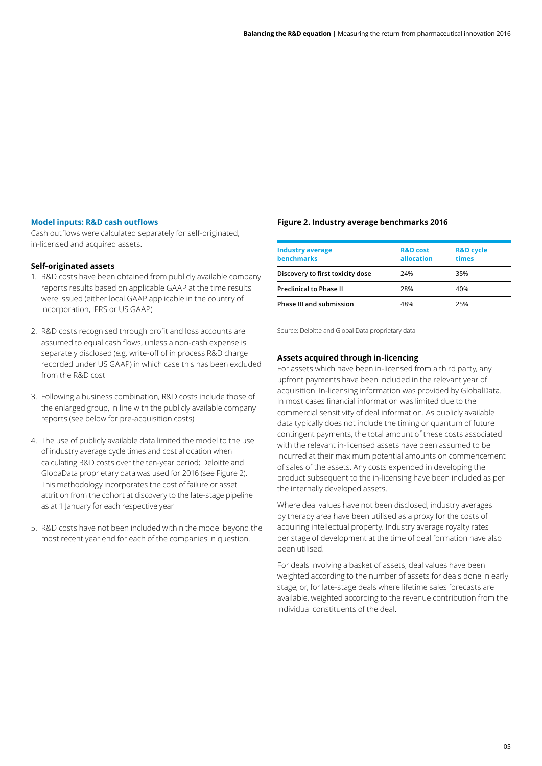### Model inputs: R&D cash outflows

Cash outflows were calculated separately for self-originated, in-licensed and acquired assets.

**Self-originated assets**

1. R&D costs have been obtained from publicly available company reports results based on applicable GAAP at the time results were issued (either local GAAP applicable in the country of incorporation, IFRS or US GAAP)
2. R&D costs recognised through profit and loss accounts are assumed to equal cash flows, unless a non-cash expense is separately disclosed (e.g. write-off of in process R&D charge recorded under US GAAP) in which case this has been excluded from the R&D cost
3. Following a business combination, R&D costs include those of the enlarged group, in line with the publicly available company reports (see below for pre-acquisition costs)
4. The use of publicly available data limited the model to the use of industry average cycle times and cost allocation when calculating R&D costs over the ten-year period; Deloitte and GlobaData proprietary data was used for 2016 (see Figure 2). This methodology incorporates the cost of failure or asset attrition from the cohort at discovery to the late-stage pipeline as at 1 January for each respective year
5. R&D costs have not been included within the model beyond the most recent year end for each of the companies in question.

**Figure 2. Industry average benchmarks 2016**

| Industry average benchmarks | R&D cost allocation | R&D cycle times |
|---|---|---|
| Discovery to first toxicity dose | 24% | 35% |
| Preclinical to Phase II | 28% | 40% |
| Phase III and submission | 48% | 25% |

Source: Deloitte and Global Data proprietary data

**Assets acquired through in-licencing**

For assets which have been in-licensed from a third party, any upfront payments have been included in the relevant year of acquisition. In-licensing information was provided by GlobalData. In most cases financial information was limited due to the commercial sensitivity of deal information. As publicly available data typically does not include the timing or quantum of future contingent payments, the total amount of these costs associated with the relevant in-licensed assets have been assumed to be incurred at their maximum potential amounts on commencement of sales of the assets. Any costs expended in developing the product subsequent to the in-licensing have been included as per the internally developed assets.

Where deal values have not been disclosed, industry averages by therapy area have been utilised as a proxy for the costs of acquiring intellectual property. Industry average royalty rates per stage of development at the time of deal formation have also been utilised.

For deals involving a basket of assets, deal values have been weighted according to the number of assets for deals done in early stage, or, for late-stage deals where lifetime sales forecasts are available, weighted according to the revenue contribution from the individual constituents of the deal.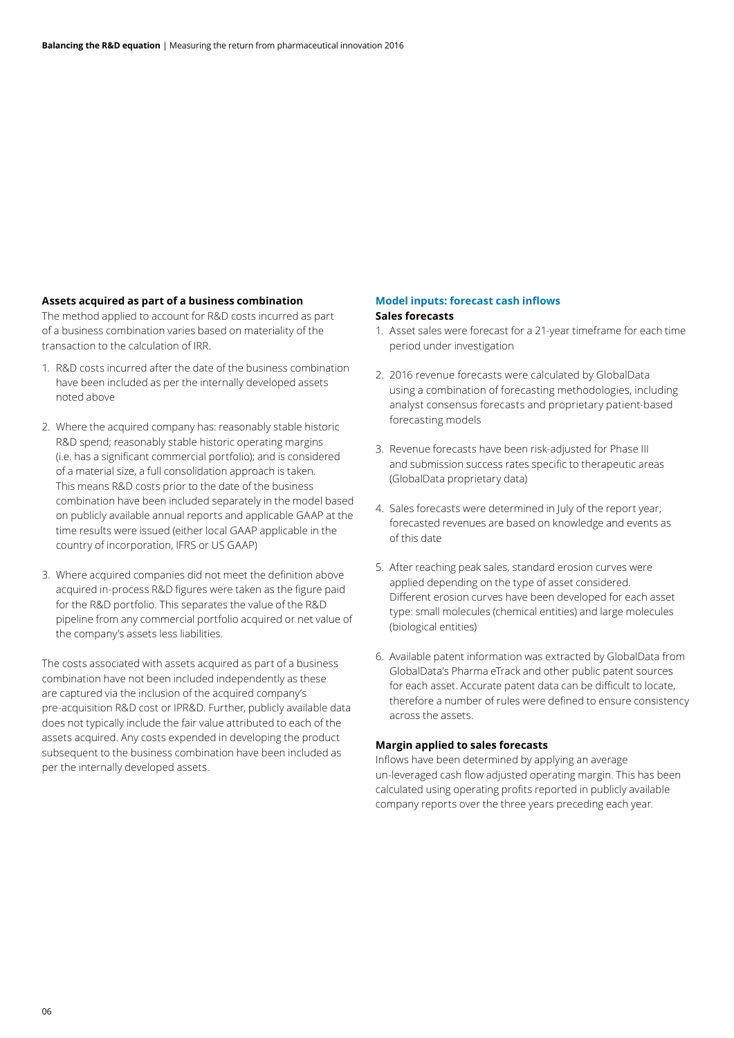### Assets acquired as part of a business combination

The method applied to account for R&D costs incurred as part of a business combination varies based on materiality of the transaction to the calculation of IRR.

1. R&D costs incurred after the date of the business combination have been included as per the internally developed assets noted above
2. Where the acquired company has: reasonably stable historic R&D spend; reasonably stable historic operating margins (i.e. has a significant commercial portfolio); and is considered of a material size, a full consolidation approach is taken. This means R&D costs prior to the date of the business combination have been included separately in the model based on publicly available annual reports and applicable GAAP at the time results were issued (either local GAAP applicable in the country of incorporation, IFRS or US GAAP)
3. Where acquired companies did not meet the definition above acquired in-process R&D figures were taken as the figure paid for the R&D portfolio. This separates the value of the R&D pipeline from any commercial portfolio acquired or net value of the company's assets less liabilities.

The costs associated with assets acquired as part of a business combination have not been included independently as these are captured via the inclusion of the acquired company's pre-acquisition R&D cost or IPR&D. Further, publicly available data does not typically include the fair value attributed to each of the assets acquired. Any costs expended in developing the product subsequent to the business combination have been included as per the internally developed assets.

## Model inputs: forecast cash inflows

### Sales forecasts

1. Asset sales were forecast for a 21-year timeframe for each time period under investigation
2. 2016 revenue forecasts were calculated by GlobalData using a combination of forecasting methodologies, including analyst consensus forecasts and proprietary patient-based forecasting models
3. Revenue forecasts have been risk-adjusted for Phase III and submission success rates specific to therapeutic areas (GlobalData proprietary data)
4. Sales forecasts were determined in July of the report year; forecasted revenues are based on knowledge and events as of this date
5. After reaching peak sales, standard erosion curves were applied depending on the type of asset considered. Different erosion curves have been developed for each asset type: small molecules (chemical entities) and large molecules (biological entities)
6. Available patent information was extracted by GlobalData from GlobalData's Pharma eTrack and other public patent sources for each asset. Accurate patent data can be difficult to locate, therefore a number of rules were defined to ensure consistency across the assets.

### Margin applied to sales forecasts

Inflows have been determined by applying an average un-leveraged cash flow adjusted operating margin. This has been calculated using operating profits reported in publicly available company reports over the three years preceding each year.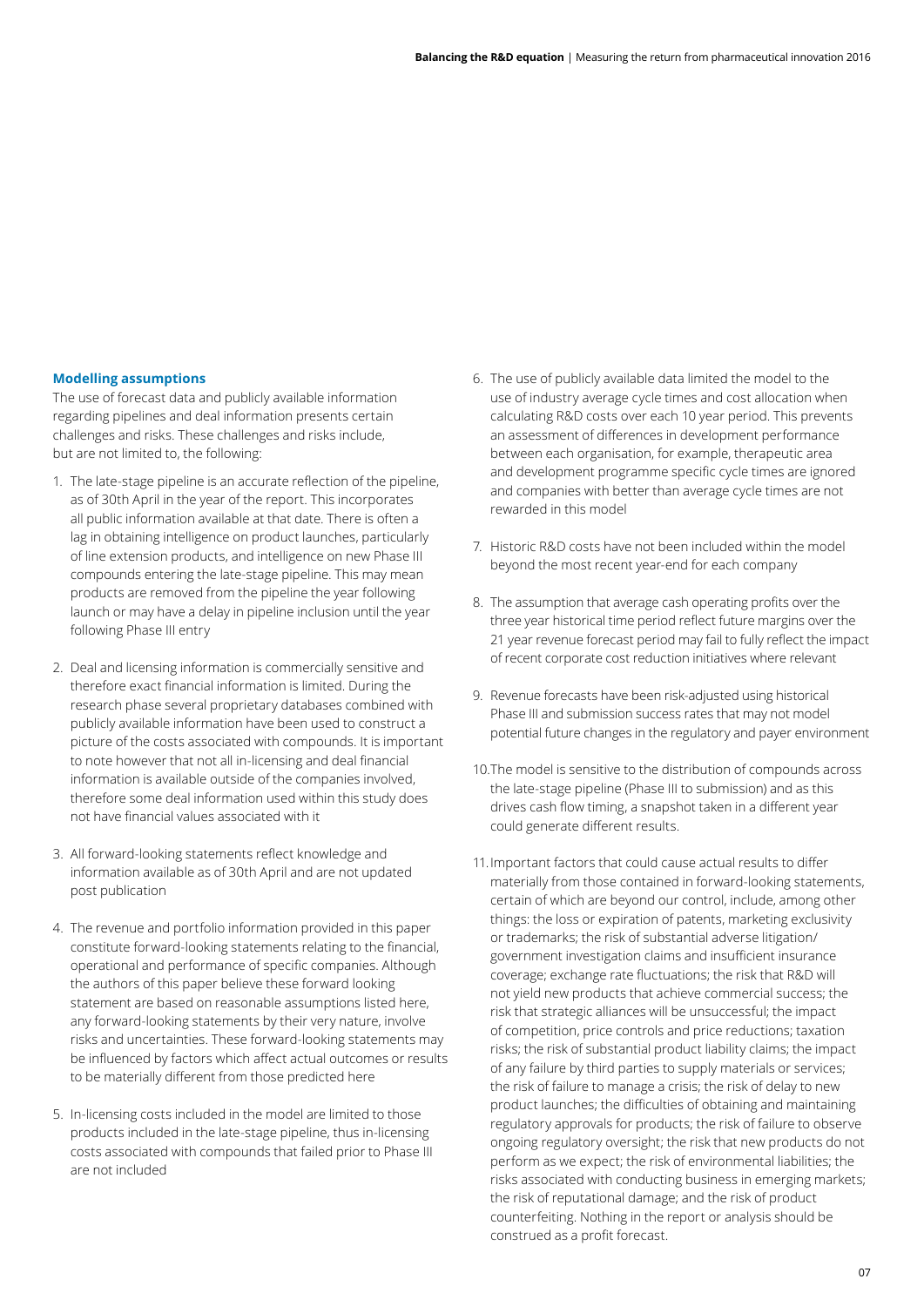### Modelling assumptions

The use of forecast data and publicly available information regarding pipelines and deal information presents certain challenges and risks. These challenges and risks include, but are not limited to, the following:

1. The late-stage pipeline is an accurate reflection of the pipeline, as of 30th April in the year of the report. This incorporates all public information available at that date. There is often a lag in obtaining intelligence on product launches, particularly of line extension products, and intelligence on new Phase III compounds entering the late-stage pipeline. This may mean products are removed from the pipeline the year following launch or may have a delay in pipeline inclusion until the year following Phase III entry
2. Deal and licensing information is commercially sensitive and therefore exact financial information is limited. During the research phase several proprietary databases combined with publicly available information have been used to construct a picture of the costs associated with compounds. It is important to note however that not all in-licensing and deal financial information is available outside of the companies involved, therefore some deal information used within this study does not have financial values associated with it
3. All forward-looking statements reflect knowledge and information available as of 30th April and are not updated post publication
4. The revenue and portfolio information provided in this paper constitute forward-looking statements relating to the financial, operational and performance of specific companies. Although the authors of this paper believe these forward looking statement are based on reasonable assumptions listed here, any forward-looking statements by their very nature, involve risks and uncertainties. These forward-looking statements may be influenced by factors which affect actual outcomes or results to be materially different from those predicted here
5. In-licensing costs included in the model are limited to those products included in the late-stage pipeline, thus in-licensing costs associated with compounds that failed prior to Phase III are not included
6. The use of publicly available data limited the model to the use of industry average cycle times and cost allocation when calculating R&D costs over each 10 year period. This prevents an assessment of differences in development performance between each organisation, for example, therapeutic area and development programme specific cycle times are ignored and companies with better than average cycle times are not rewarded in this model
7. Historic R&D costs have not been included within the model beyond the most recent year-end for each company
8. The assumption that average cash operating profits over the three year historical time period reflect future margins over the 21 year revenue forecast period may fail to fully reflect the impact of recent corporate cost reduction initiatives where relevant
9. Revenue forecasts have been risk-adjusted using historical Phase III and submission success rates that may not model potential future changes in the regulatory and payer environment
10. The model is sensitive to the distribution of compounds across the late-stage pipeline (Phase III to submission) and as this drives cash flow timing, a snapshot taken in a different year could generate different results.
11. Important factors that could cause actual results to differ materially from those contained in forward-looking statements, certain of which are beyond our control, include, among other things: the loss or expiration of patents, marketing exclusivity or trademarks; the risk of substantial adverse litigation/ government investigation claims and insufficient insurance coverage; exchange rate fluctuations; the risk that R&D will not yield new products that achieve commercial success; the risk that strategic alliances will be unsuccessful; the impact of competition, price controls and price reductions; taxation risks; the risk of substantial product liability claims; the impact of any failure by third parties to supply materials or services; the risk of failure to manage a crisis; the risk of delay to new product launches; the difficulties of obtaining and maintaining regulatory approvals for products; the risk of failure to observe ongoing regulatory oversight; the risk that new products do not perform as we expect; the risk of environmental liabilities; the risks associated with conducting business in emerging markets; the risk of reputational damage; and the risk of product counterfeiting. Nothing in the report or analysis should be construed as a profit forecast.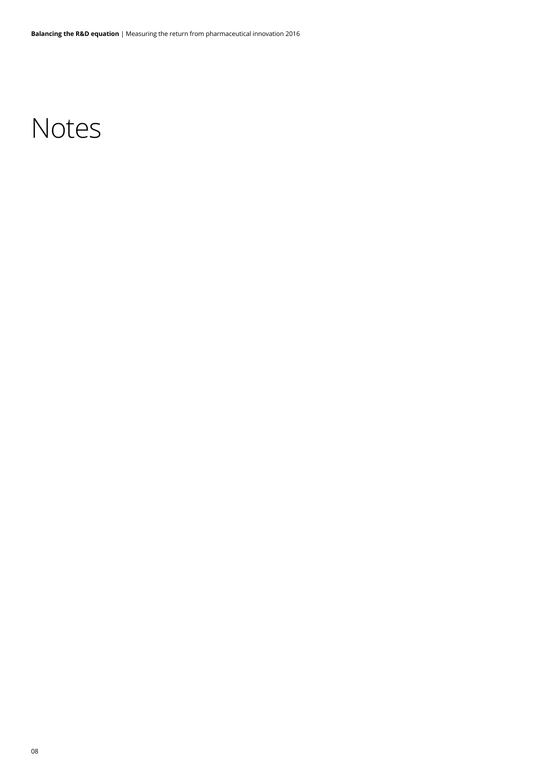# Notes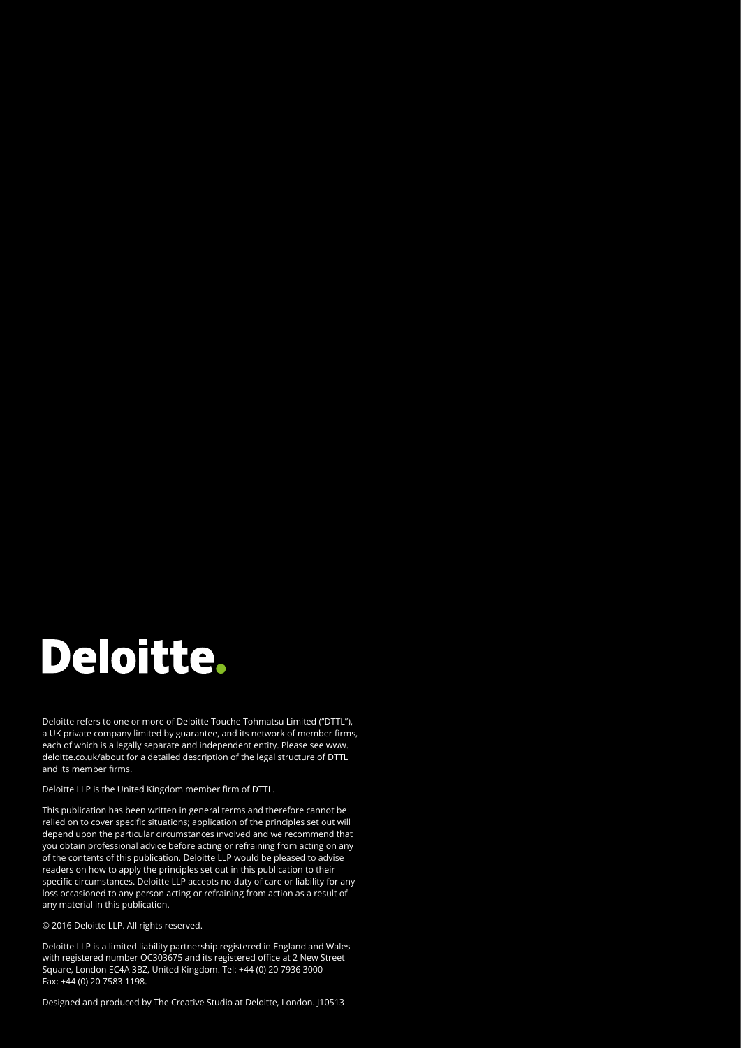Deloitte.

Deloitte refers to one or more of Deloitte Touche Tohmatsu Limited ("DTTL"), a UK private company limited by guarantee, and its network of member firms, each of which is a legally separate and independent entity. Please see www.deloitte.co.uk/about for a detailed description of the legal structure of DTTL and its member firms.

Deloitte LLP is the United Kingdom member firm of DTTL.

This publication has been written in general terms and therefore cannot be relied on to cover specific situations; application of the principles set out will depend upon the particular circumstances involved and we recommend that you obtain professional advice before acting or refraining from acting on any of the contents of this publication. Deloitte LLP would be pleased to advise readers on how to apply the principles set out in this publication to their specific circumstances. Deloitte LLP accepts no duty of care or liability for any loss occasioned to any person acting or refraining from action as a result of any material in this publication.

© 2016 Deloitte LLP. All rights reserved.

Deloitte LLP is a limited liability partnership registered in England and Wales with registered number OC303675 and its registered office at 2 New Street Square, London EC4A 3BZ, United Kingdom. Tel: +44 (0) 20 7936 3000 Fax: +44 (0) 20 7583 1198.

Designed and produced by The Creative Studio at Deloitte, London. J10513